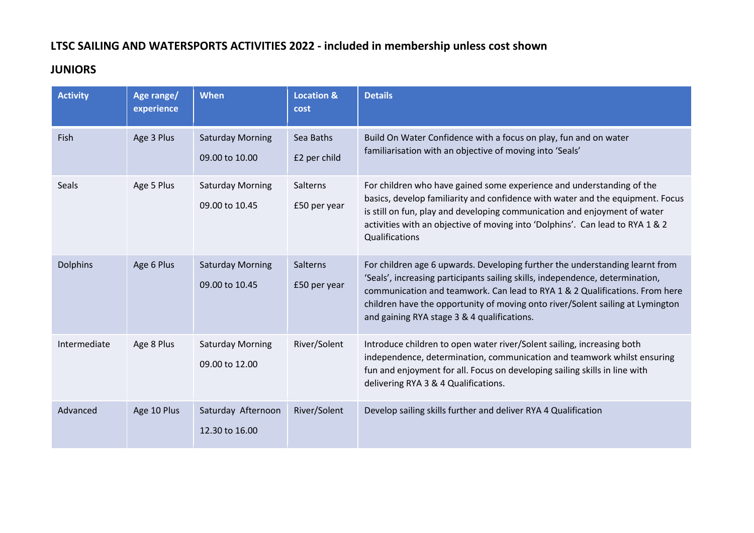**LTSC SAILING AND WATERSPORTS ACTIVITIES 2022 - included in membership unless cost shown**

**JUNIORS**

| Activity | Age range/ experience | When | Location & cost | Details |
|---|---|---|---|---|
| Fish | Age 3 Plus | Saturday Morning 09.00 to 10.00 | Sea Baths £2 per child | Build On Water Confidence with a focus on play, fun and on water familiarisation with an objective of moving into 'Seals' |
| Seals | Age 5 Plus | Saturday Morning 09.00 to 10.45 | Salterns £50 per year | For children who have gained some experience and understanding of the basics, develop familiarity and confidence with water and the equipment. Focus is still on fun, play and developing communication and enjoyment of water activities with an objective of moving into 'Dolphins'. Can lead to RYA 1 & 2 Qualifications |
| Dolphins | Age 6 Plus | Saturday Morning 09.00 to 10.45 | Salterns £50 per year | For children age 6 upwards. Developing further the understanding learnt from 'Seals', increasing participants sailing skills, independence, determination, communication and teamwork. Can lead to RYA 1 & 2 Qualifications. From here children have the opportunity of moving onto river/Solent sailing at Lymington and gaining RYA stage 3 & 4 qualifications. |
| Intermediate | Age 8 Plus | Saturday Morning 09.00 to 12.00 | River/Solent | Introduce children to open water river/Solent sailing, increasing both independence, determination, communication and teamwork whilst ensuring fun and enjoyment for all. Focus on developing sailing skills in line with delivering RYA 3 & 4 Qualifications. |
| Advanced | Age 10 Plus | Saturday Afternoon 12.30 to 16.00 | River/Solent | Develop sailing skills further and deliver RYA 4 Qualification |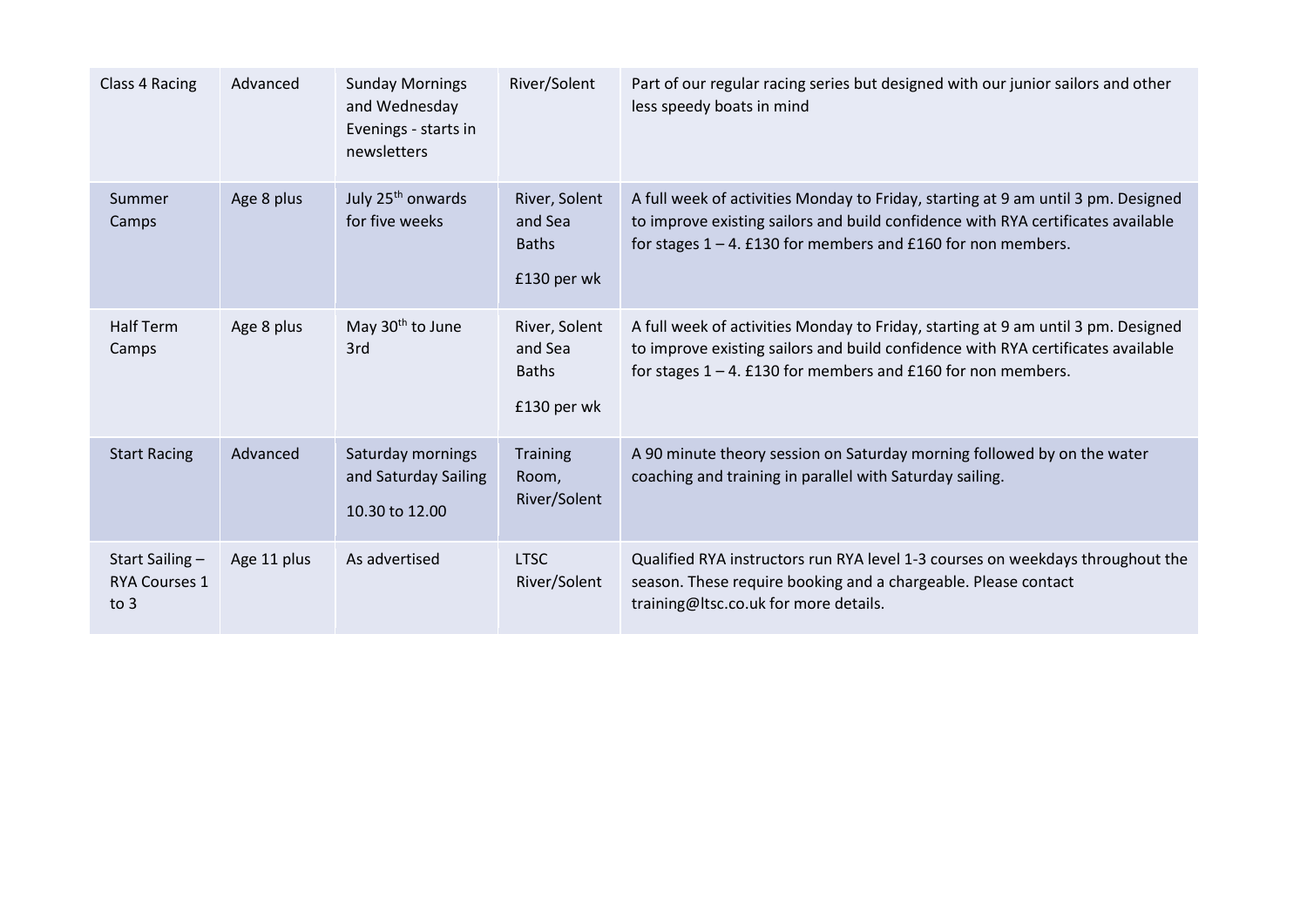| | | | | |
|---|---|---|---|---|
| Class 4 Racing | Advanced | Sunday Mornings and Wednesday Evenings - starts in newsletters | River/Solent | Part of our regular racing series but designed with our junior sailors and other less speedy boats in mind |
| Summer Camps | Age 8 plus | July 25th onwards for five weeks | River, Solent and Sea Baths<br><br>£130 per wk | A full week of activities Monday to Friday, starting at 9 am until 3 pm. Designed to improve existing sailors and build confidence with RYA certificates available for stages 1 – 4. £130 for members and £160 for non members. |
| Half Term Camps | Age 8 plus | May 30th to June 3rd | River, Solent and Sea Baths<br><br>£130 per wk | A full week of activities Monday to Friday, starting at 9 am until 3 pm. Designed to improve existing sailors and build confidence with RYA certificates available for stages 1 – 4. £130 for members and £160 for non members. |
| Start Racing | Advanced | Saturday mornings and Saturday Sailing<br><br>10.30 to 12.00 | Training Room, River/Solent | A 90 minute theory session on Saturday morning followed by on the water coaching and training in parallel with Saturday sailing. |
| Start Sailing – RYA Courses 1 to 3 | Age 11 plus | As advertised | LTSC River/Solent | Qualified RYA instructors run RYA level 1-3 courses on weekdays throughout the season. These require booking and a chargeable. Please contact training@ltsc.co.uk for more details. |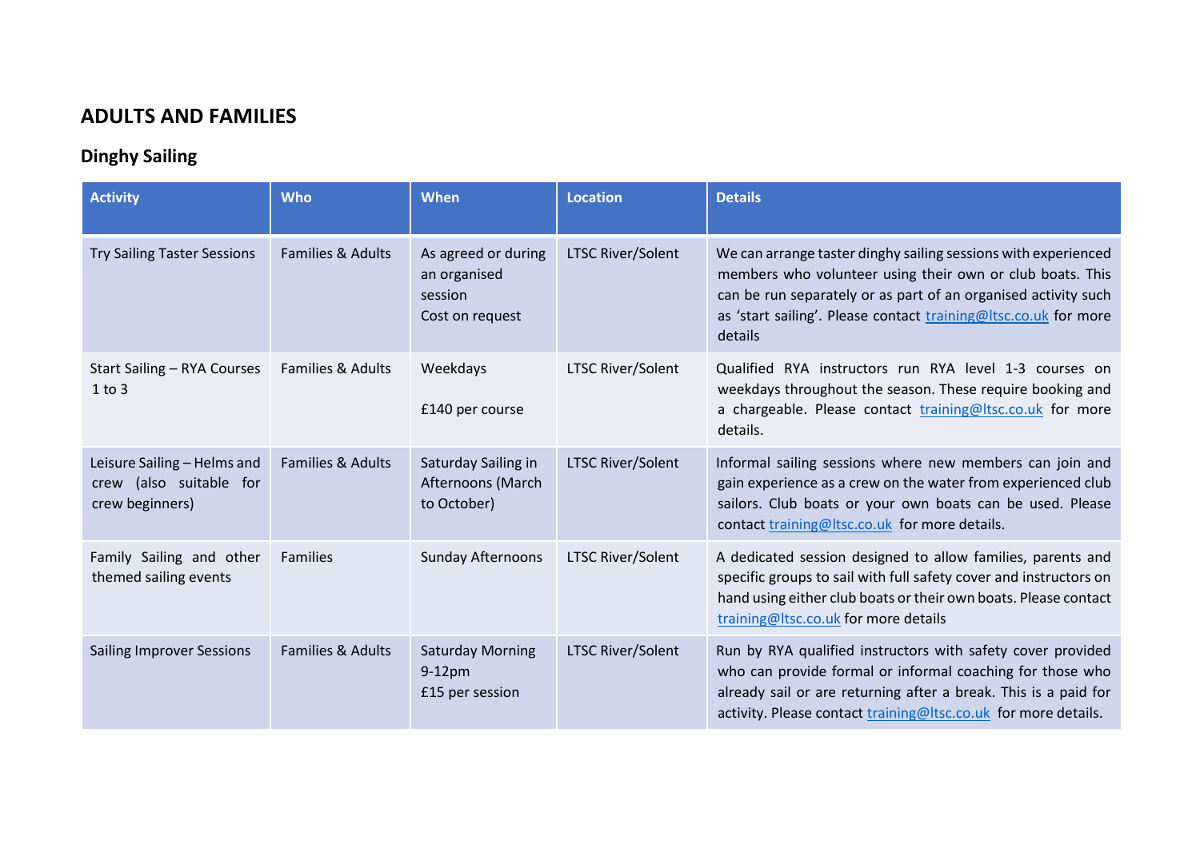# ADULTS AND FAMILIES

## Dinghy Sailing

| Activity | Who | When | Location | Details |
|---|---|---|---|---|
| Try Sailing Taster Sessions | Families & Adults | As agreed or during an organised session<br>Cost on request | LTSC River/Solent | We can arrange taster dinghy sailing sessions with experienced members who volunteer using their own or club boats. This can be run separately or as part of an organised activity such as 'start sailing'. Please contact training@ltsc.co.uk for more details |
| Start Sailing – RYA Courses 1 to 3 | Families & Adults | Weekdays<br><br>£140 per course | LTSC River/Solent | Qualified RYA instructors run RYA level 1-3 courses on weekdays throughout the season. These require booking and a chargeable. Please contact training@ltsc.co.uk for more details. |
| Leisure Sailing – Helms and crew (also suitable for crew beginners) | Families & Adults | Saturday Sailing in Afternoons (March to October) | LTSC River/Solent | Informal sailing sessions where new members can join and gain experience as a crew on the water from experienced club sailors. Club boats or your own boats can be used. Please contact training@ltsc.co.uk for more details. |
| Family Sailing and other themed sailing events | Families | Sunday Afternoons | LTSC River/Solent | A dedicated session designed to allow families, parents and specific groups to sail with full safety cover and instructors on hand using either club boats or their own boats. Please contact training@ltsc.co.uk for more details |
| Sailing Improver Sessions | Families & Adults | Saturday Morning 9-12pm<br>£15 per session | LTSC River/Solent | Run by RYA qualified instructors with safety cover provided who can provide formal or informal coaching for those who already sail or are returning after a break. This is a paid for activity. Please contact training@ltsc.co.uk for more details. |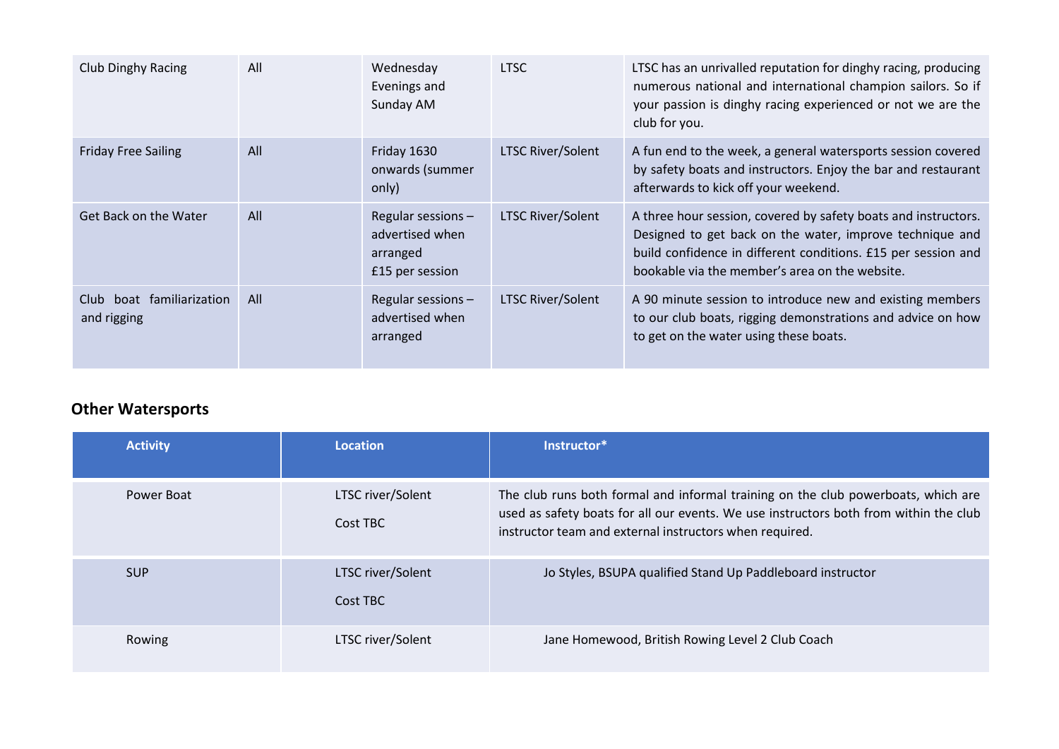| | | | | |
|---|---|---|---|---|
| Club Dinghy Racing | All | Wednesday Evenings and Sunday AM | LTSC | LTSC has an unrivalled reputation for dinghy racing, producing numerous national and international champion sailors. So if your passion is dinghy racing experienced or not we are the club for you. |
| Friday Free Sailing | All | Friday 1630 onwards (summer only) | LTSC River/Solent | A fun end to the week, a general watersports session covered by safety boats and instructors. Enjoy the bar and restaurant afterwards to kick off your weekend. |
| Get Back on the Water | All | Regular sessions – advertised when arranged £15 per session | LTSC River/Solent | A three hour session, covered by safety boats and instructors. Designed to get back on the water, improve technique and build confidence in different conditions. £15 per session and bookable via the member's area on the website. |
| Club boat familiarization and rigging | All | Regular sessions – advertised when arranged | LTSC River/Solent | A 90 minute session to introduce new and existing members to our club boats, rigging demonstrations and advice on how to get on the water using these boats. |

## Other Watersports

| Activity | Location | Instructor* |
|---|---|---|
| Power Boat | LTSC river/Solent<br>Cost TBC | The club runs both formal and informal training on the club powerboats, which are used as safety boats for all our events. We use instructors both from within the club instructor team and external instructors when required. |
| SUP | LTSC river/Solent<br>Cost TBC | Jo Styles, BSUPA qualified Stand Up Paddleboard instructor |
| Rowing | LTSC river/Solent | Jane Homewood, British Rowing Level 2 Club Coach |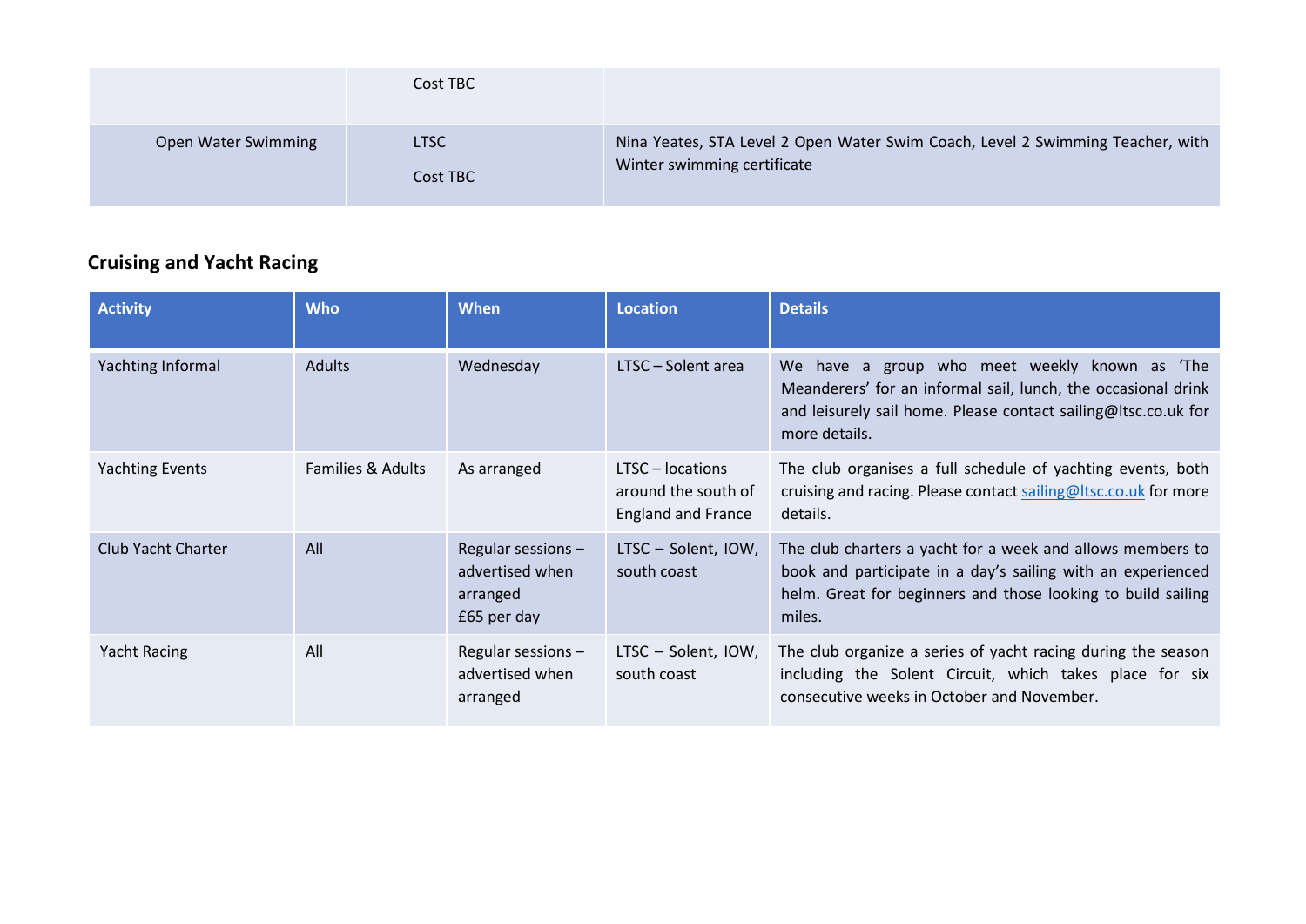| | | |
|---|---|---|
| | Cost TBC | |
| Open Water Swimming | LTSC<br><br>Cost TBC | Nina Yeates, STA Level 2 Open Water Swim Coach, Level 2 Swimming Teacher, with Winter swimming certificate |

## Cruising and Yacht Racing

| Activity | Who | When | Location | Details |
|---|---|---|---|---|
| Yachting Informal | Adults | Wednesday | LTSC – Solent area | We have a group who meet weekly known as 'The Meanderers' for an informal sail, lunch, the occasional drink and leisurely sail home. Please contact sailing@ltsc.co.uk for more details. |
| Yachting Events | Families & Adults | As arranged | LTSC – locations around the south of England and France | The club organises a full schedule of yachting events, both cruising and racing. Please contact sailing@ltsc.co.uk for more details. |
| Club Yacht Charter | All | Regular sessions – advertised when arranged<br>£65 per day | LTSC – Solent, IOW, south coast | The club charters a yacht for a week and allows members to book and participate in a day's sailing with an experienced helm. Great for beginners and those looking to build sailing miles. |
| Yacht Racing | All | Regular sessions – advertised when arranged | LTSC – Solent, IOW, south coast | The club organize a series of yacht racing during the season including the Solent Circuit, which takes place for six consecutive weeks in October and November. |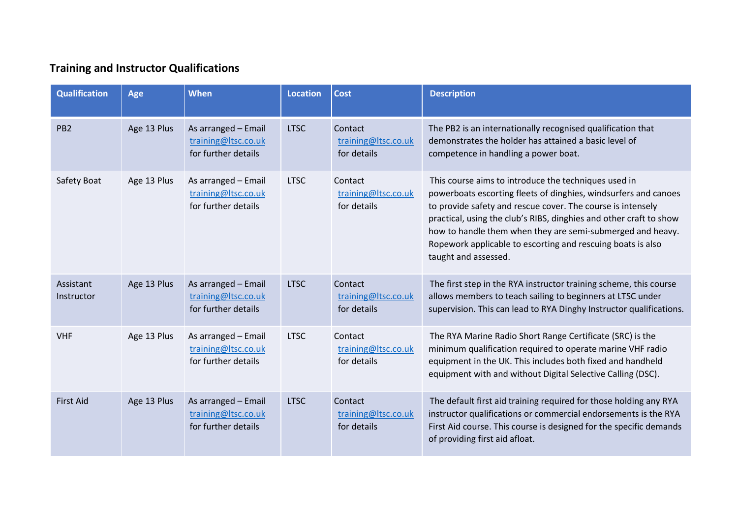## Training and Instructor Qualifications

| Qualification | Age | When | Location | Cost | Description |
| --- | --- | --- | --- | --- | --- |
| PB2 | Age 13 Plus | As arranged – Email training@ltsc.co.uk for further details | LTSC | Contact training@ltsc.co.uk for details | The PB2 is an internationally recognised qualification that demonstrates the holder has attained a basic level of competence in handling a power boat. |
| Safety Boat | Age 13 Plus | As arranged – Email training@ltsc.co.uk for further details | LTSC | Contact training@ltsc.co.uk for details | This course aims to introduce the techniques used in powerboats escorting fleets of dinghies, windsurfers and canoes to provide safety and rescue cover. The course is intensely practical, using the club's RIBS, dinghies and other craft to show how to handle them when they are semi-submerged and heavy. Ropework applicable to escorting and rescuing boats is also taught and assessed. |
| Assistant Instructor | Age 13 Plus | As arranged – Email training@ltsc.co.uk for further details | LTSC | Contact training@ltsc.co.uk for details | The first step in the RYA instructor training scheme, this course allows members to teach sailing to beginners at LTSC under supervision. This can lead to RYA Dinghy Instructor qualifications. |
| VHF | Age 13 Plus | As arranged – Email training@ltsc.co.uk for further details | LTSC | Contact training@ltsc.co.uk for details | The RYA Marine Radio Short Range Certificate (SRC) is the minimum qualification required to operate marine VHF radio equipment in the UK. This includes both fixed and handheld equipment with and without Digital Selective Calling (DSC). |
| First Aid | Age 13 Plus | As arranged – Email training@ltsc.co.uk for further details | LTSC | Contact training@ltsc.co.uk for details | The default first aid training required for those holding any RYA instructor qualifications or commercial endorsements is the RYA First Aid course. This course is designed for the specific demands of providing first aid afloat. |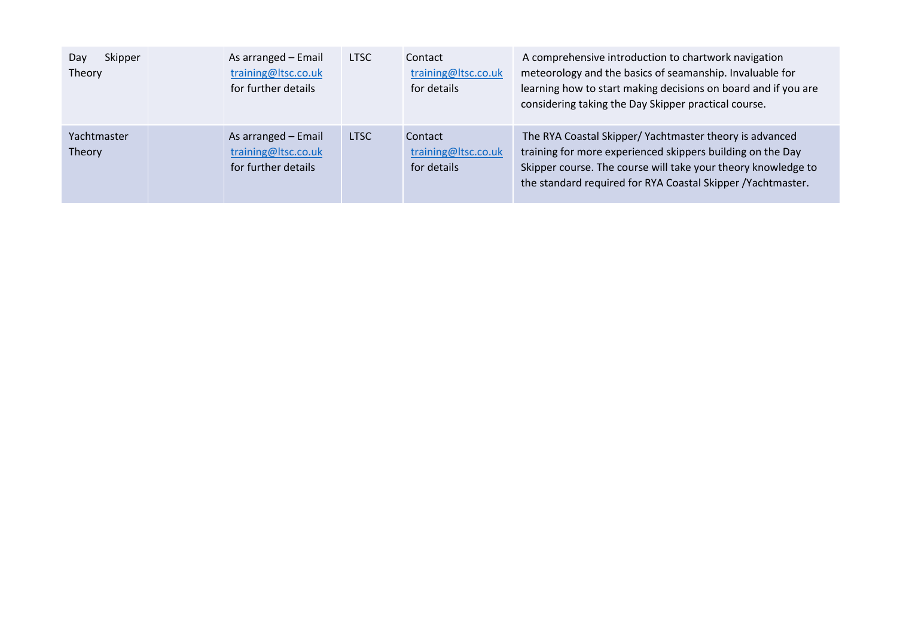| | | | | | |
|---|---|---|---|---|---|
| Day Skipper Theory | | As arranged – Email training@ltsc.co.uk for further details | LTSC | Contact training@ltsc.co.uk for details | A comprehensive introduction to chartwork navigation meteorology and the basics of seamanship. Invaluable for learning how to start making decisions on board and if you are considering taking the Day Skipper practical course. |
| Yachtmaster Theory | | As arranged – Email training@ltsc.co.uk for further details | LTSC | Contact training@ltsc.co.uk for details | The RYA Coastal Skipper/ Yachtmaster theory is advanced training for more experienced skippers building on the Day Skipper course. The course will take your theory knowledge to the standard required for RYA Coastal Skipper /Yachtmaster. |